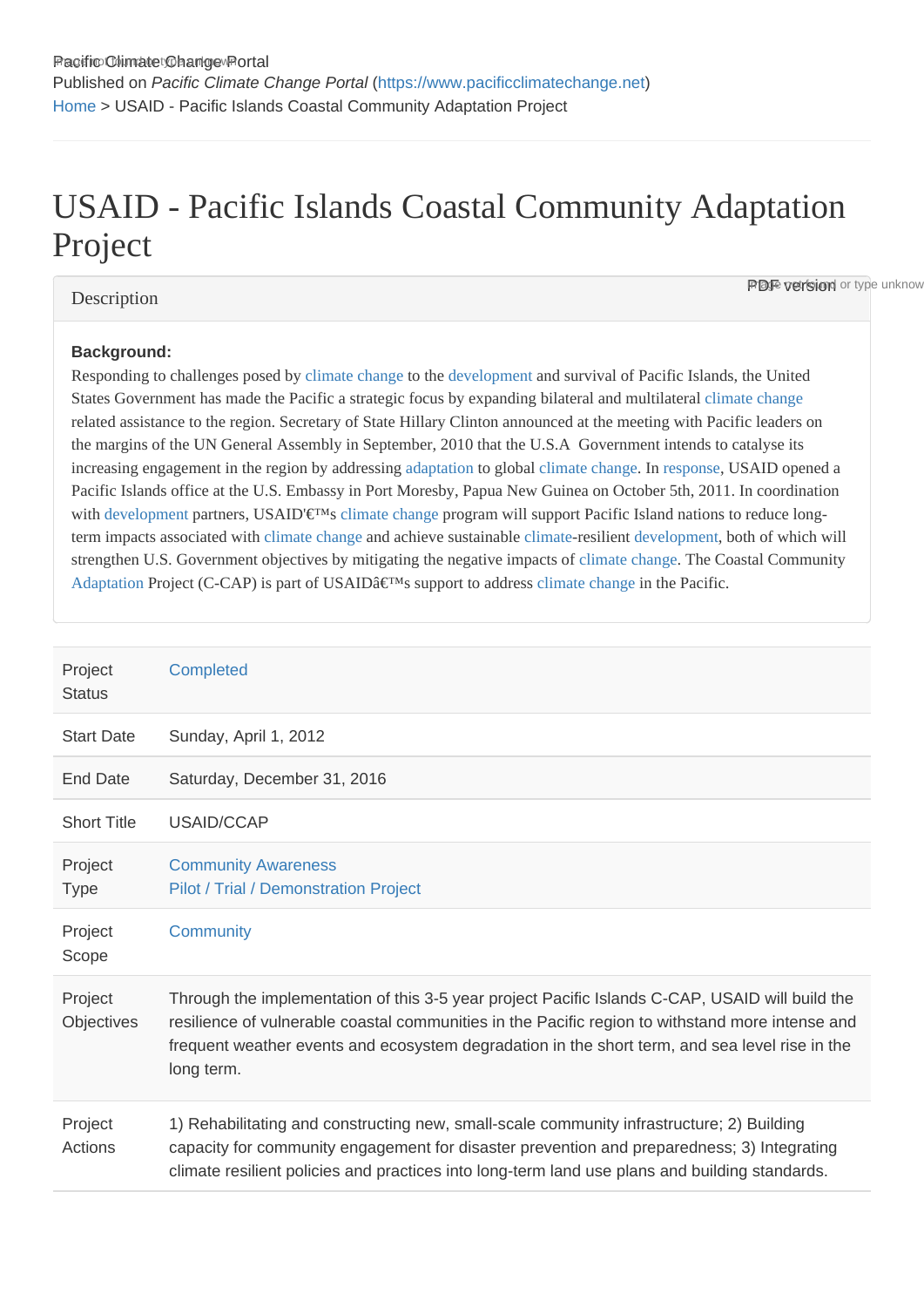Published on *Pacific Climate Change Portal* (https://www.pacificclimatechange.net)
Home > USAID - Pacific Islands Coastal Community Adaptation Project

# USAID - Pacific Islands Coastal Community Adaptation Project

## Description

**Background:**
Responding to challenges posed by climate change to the development and survival of Pacific Islands, the United States Government has made the Pacific a strategic focus by expanding bilateral and multilateral climate change related assistance to the region. Secretary of State Hillary Clinton announced at the meeting with Pacific leaders on the margins of the UN General Assembly in September, 2010 that the U.S.A Government intends to catalyse its increasing engagement in the region by addressing adaptation to global climate change. In response, USAID opened a Pacific Islands office at the U.S. Embassy in Port Moresby, Papua New Guinea on October 5th, 2011. In coordination with development partners, USAID'€™s climate change program will support Pacific Island nations to reduce long-term impacts associated with climate change and achieve sustainable climate-resilient development, both of which will strengthen U.S. Government objectives by mitigating the negative impacts of climate change. The Coastal Community Adaptation Project (C-CAP) is part of USAIDâ€™s support to address climate change in the Pacific.

| | |
|---|---|
| Project Status | Completed |
| Start Date | Sunday, April 1, 2012 |
| End Date | Saturday, December 31, 2016 |
| Short Title | USAID/CCAP |
| Project Type | Community Awareness<br>Pilot / Trial / Demonstration Project |
| Project Scope | Community |
| Project Objectives | Through the implementation of this 3-5 year project Pacific Islands C-CAP, USAID will build the resilience of vulnerable coastal communities in the Pacific region to withstand more intense and frequent weather events and ecosystem degradation in the short term, and sea level rise in the long term. |
| Project Actions | 1) Rehabilitating and constructing new, small-scale community infrastructure; 2) Building capacity for community engagement for disaster prevention and preparedness; 3) Integrating climate resilient policies and practices into long-term land use plans and building standards. |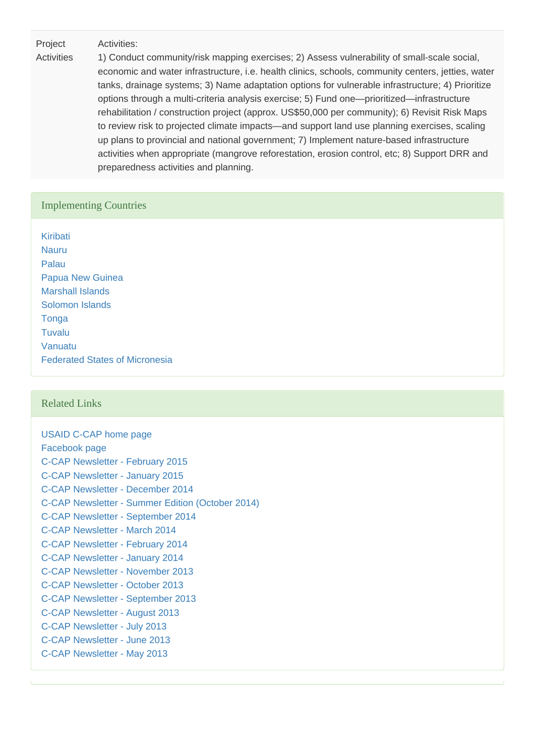| Project Activities | Activities: 1) Conduct community/risk mapping exercises; 2) Assess vulnerability of small-scale social, economic and water infrastructure, i.e. health clinics, schools, community centers, jetties, water tanks, drainage systems; 3) Name adaptation options for vulnerable infrastructure; 4) Prioritize options through a multi-criteria analysis exercise; 5) Fund one—prioritized—infrastructure rehabilitation / construction project (approx. US$50,000 per community); 6) Revisit Risk Maps to review risk to projected climate impacts—and support land use planning exercises, scaling up plans to provincial and national government; 7) Implement nature-based infrastructure activities when appropriate (mangrove reforestation, erosion control, etc; 8) Support DRR and preparedness activities and planning. |
|---|---|

## Implementing Countries

Kiribati
Nauru
Palau
Papua New Guinea
Marshall Islands
Solomon Islands
Tonga
Tuvalu
Vanuatu
Federated States of Micronesia

## Related Links

USAID C-CAP home page
Facebook page
C-CAP Newsletter - February 2015
C-CAP Newsletter - January 2015
C-CAP Newsletter - December 2014
C-CAP Newsletter - Summer Edition (October 2014)
C-CAP Newsletter - September 2014
C-CAP Newsletter - March 2014
C-CAP Newsletter - February 2014
C-CAP Newsletter - January 2014
C-CAP Newsletter - November 2013
C-CAP Newsletter - October 2013
C-CAP Newsletter - September 2013
C-CAP Newsletter - August 2013
C-CAP Newsletter - July 2013
C-CAP Newsletter - June 2013
C-CAP Newsletter - May 2013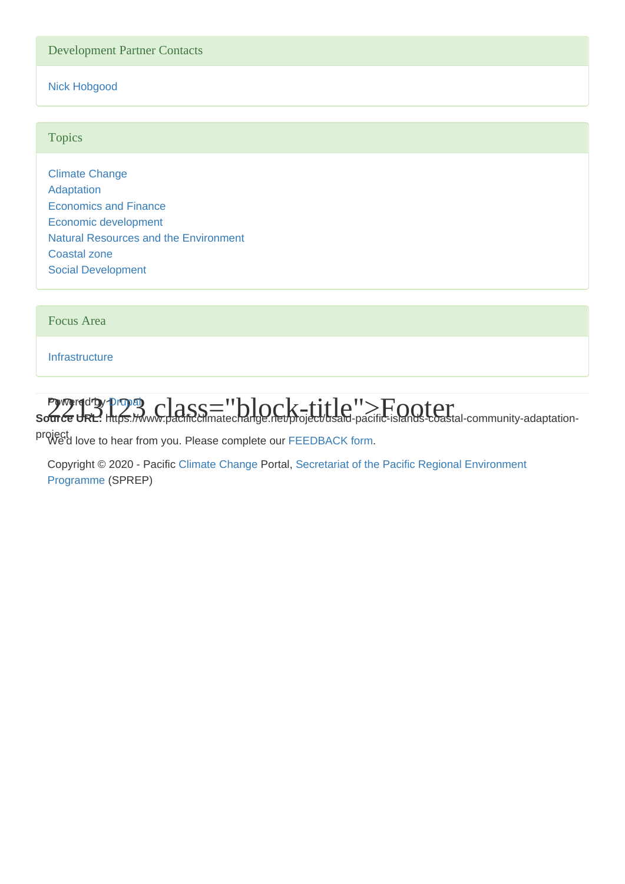## Development Partner Contacts

Nick Hobgood

## Topics

Climate Change
Adaptation
Economics and Finance
Economic development
Natural Resources and the Environment
Coastal zone
Social Development

## Focus Area

Infrastructure

Powered by Drupal

2213123 class="block-title">Footer

**Source URL:** https://www.pacificclimatechange.net/project/usaid-pacific-islands-coastal-community-adaptation-project

We'd love to hear from you. Please complete our FEEDBACK form.

Copyright © 2020 - Pacific Climate Change Portal, Secretariat of the Pacific Regional Environment Programme (SPREP)